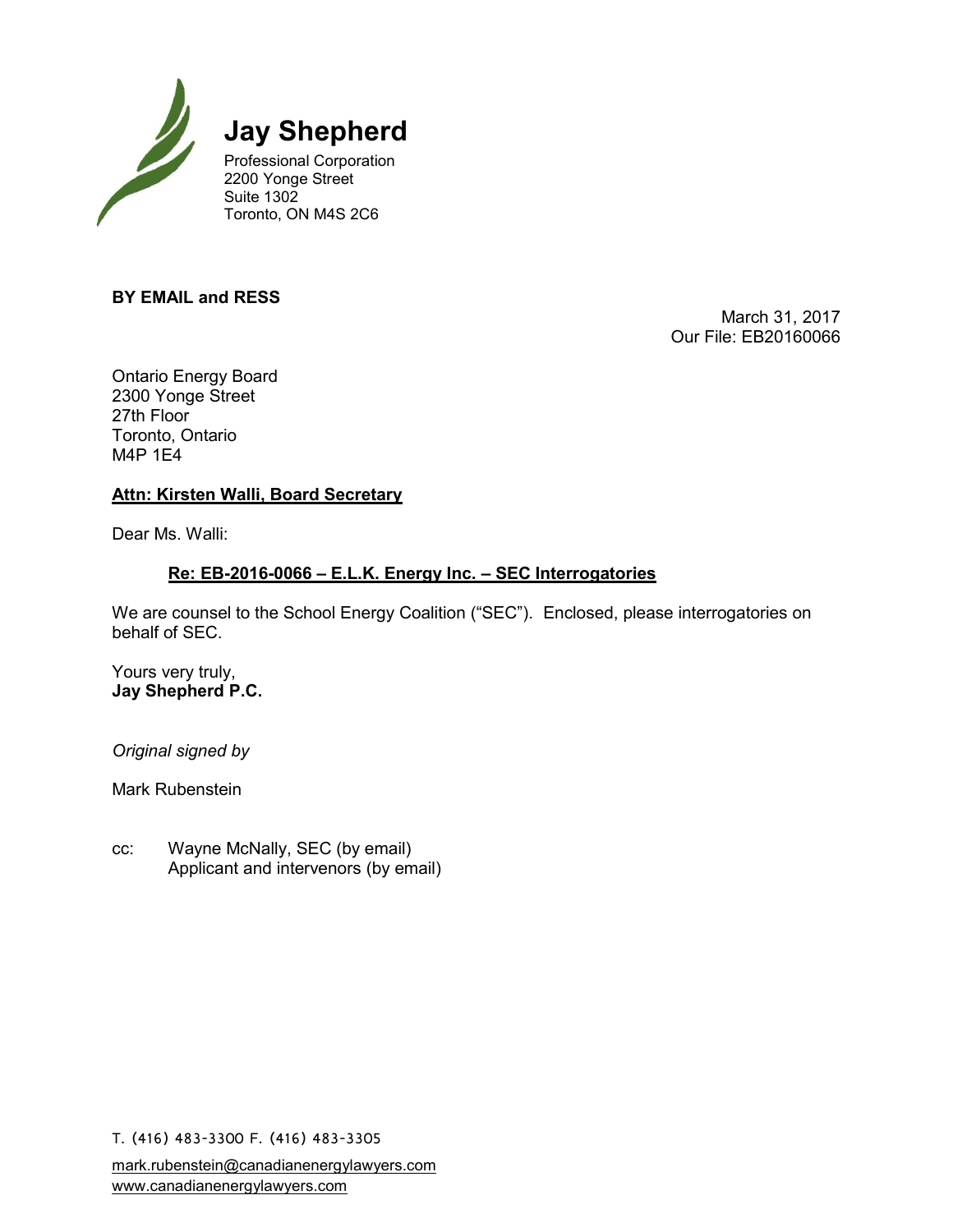# Jay Shepherd

Professional Corporation
2200 Yonge Street
Suite 1302
Toronto, ON M4S 2C6

**BY EMAIL and RESS**

March 31, 2017
Our File: EB20160066

Ontario Energy Board
2300 Yonge Street
27th Floor
Toronto, Ontario
M4P 1E4

**Attn: Kirsten Walli, Board Secretary**

Dear Ms. Walli:

**Re: EB-2016-0066 – E.L.K. Energy Inc. – SEC Interrogatories**

We are counsel to the School Energy Coalition ("SEC"). Enclosed, please interrogatories on behalf of SEC.

Yours very truly,
**Jay Shepherd P.C.**

*Original signed by*

Mark Rubenstein

cc: Wayne McNally, SEC (by email)
Applicant and intervenors (by email)

T. (416) 483-3300 F. (416) 483-3305

mark.rubenstein@canadianenergylawyers.com
www.canadianenergylawyers.com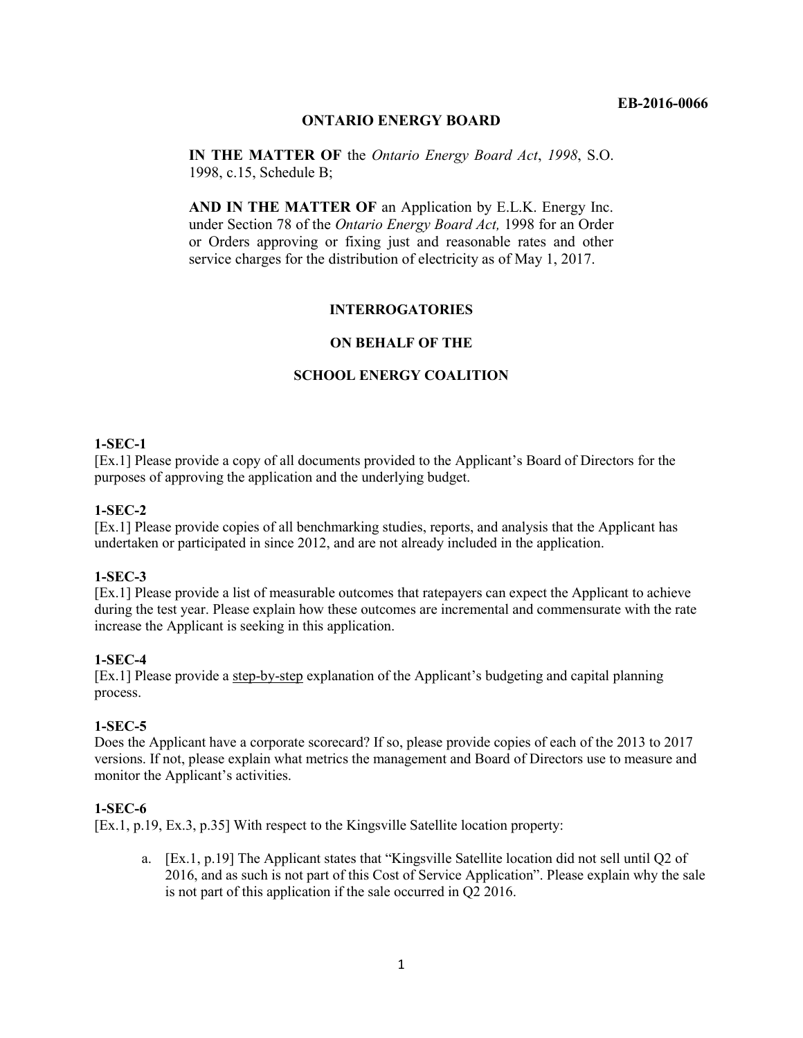EB-2016-0066

**ONTARIO ENERGY BOARD**

**IN THE MATTER OF** the *Ontario Energy Board Act*, *1998*, S.O. 1998, c.15, Schedule B;

**AND IN THE MATTER OF** an Application by E.L.K. Energy Inc. under Section 78 of the *Ontario Energy Board Act,* 1998 for an Order or Orders approving or fixing just and reasonable rates and other service charges for the distribution of electricity as of May 1, 2017.

**INTERROGATORIES**

**ON BEHALF OF THE**

**SCHOOL ENERGY COALITION**

**1-SEC-1**

[Ex.1] Please provide a copy of all documents provided to the Applicant's Board of Directors for the purposes of approving the application and the underlying budget.

**1-SEC-2**

[Ex.1] Please provide copies of all benchmarking studies, reports, and analysis that the Applicant has undertaken or participated in since 2012, and are not already included in the application.

**1-SEC-3**

[Ex.1] Please provide a list of measurable outcomes that ratepayers can expect the Applicant to achieve during the test year. Please explain how these outcomes are incremental and commensurate with the rate increase the Applicant is seeking in this application.

**1-SEC-4**

[Ex.1] Please provide a <u>step-by-step</u> explanation of the Applicant's budgeting and capital planning process.

**1-SEC-5**

Does the Applicant have a corporate scorecard? If so, please provide copies of each of the 2013 to 2017 versions. If not, please explain what metrics the management and Board of Directors use to measure and monitor the Applicant's activities.

**1-SEC-6**

[Ex.1, p.19, Ex.3, p.35] With respect to the Kingsville Satellite location property:

a. [Ex.1, p.19] The Applicant states that "Kingsville Satellite location did not sell until Q2 of 2016, and as such is not part of this Cost of Service Application". Please explain why the sale is not part of this application if the sale occurred in Q2 2016.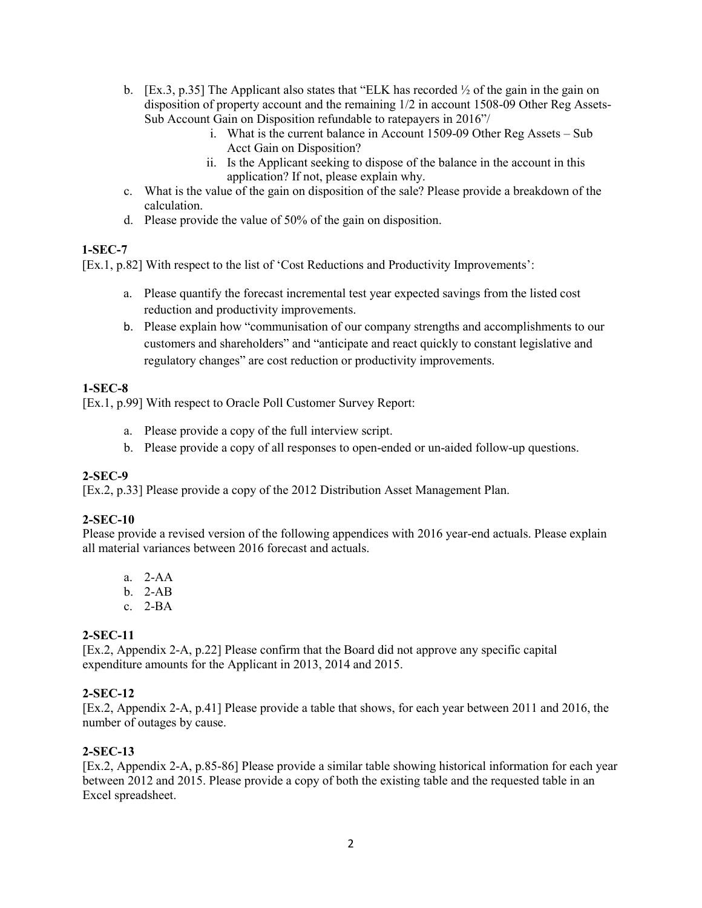b. [Ex.3, p.35] The Applicant also states that "ELK has recorded ½ of the gain in the gain on disposition of property account and the remaining 1/2 in account 1508-09 Other Reg Assets-Sub Account Gain on Disposition refundable to ratepayers in 2016"/
   i. What is the current balance in Account 1509-09 Other Reg Assets – Sub Acct Gain on Disposition?
   ii. Is the Applicant seeking to dispose of the balance in the account in this application? If not, please explain why.

c. What is the value of the gain on disposition of the sale? Please provide a breakdown of the calculation.

d. Please provide the value of 50% of the gain on disposition.

**1-SEC-7**

[Ex.1, p.82] With respect to the list of 'Cost Reductions and Productivity Improvements':

a. Please quantify the forecast incremental test year expected savings from the listed cost reduction and productivity improvements.
b. Please explain how "communisation of our company strengths and accomplishments to our customers and shareholders" and "anticipate and react quickly to constant legislative and regulatory changes" are cost reduction or productivity improvements.

**1-SEC-8**

[Ex.1, p.99] With respect to Oracle Poll Customer Survey Report:

a. Please provide a copy of the full interview script.
b. Please provide a copy of all responses to open-ended or un-aided follow-up questions.

**2-SEC-9**

[Ex.2, p.33] Please provide a copy of the 2012 Distribution Asset Management Plan.

**2-SEC-10**

Please provide a revised version of the following appendices with 2016 year-end actuals. Please explain all material variances between 2016 forecast and actuals.

a. 2-AA
b. 2-AB
c. 2-BA

**2-SEC-11**

[Ex.2, Appendix 2-A, p.22] Please confirm that the Board did not approve any specific capital expenditure amounts for the Applicant in 2013, 2014 and 2015.

**2-SEC-12**

[Ex.2, Appendix 2-A, p.41] Please provide a table that shows, for each year between 2011 and 2016, the number of outages by cause.

**2-SEC-13**

[Ex.2, Appendix 2-A, p.85-86] Please provide a similar table showing historical information for each year between 2012 and 2015. Please provide a copy of both the existing table and the requested table in an Excel spreadsheet.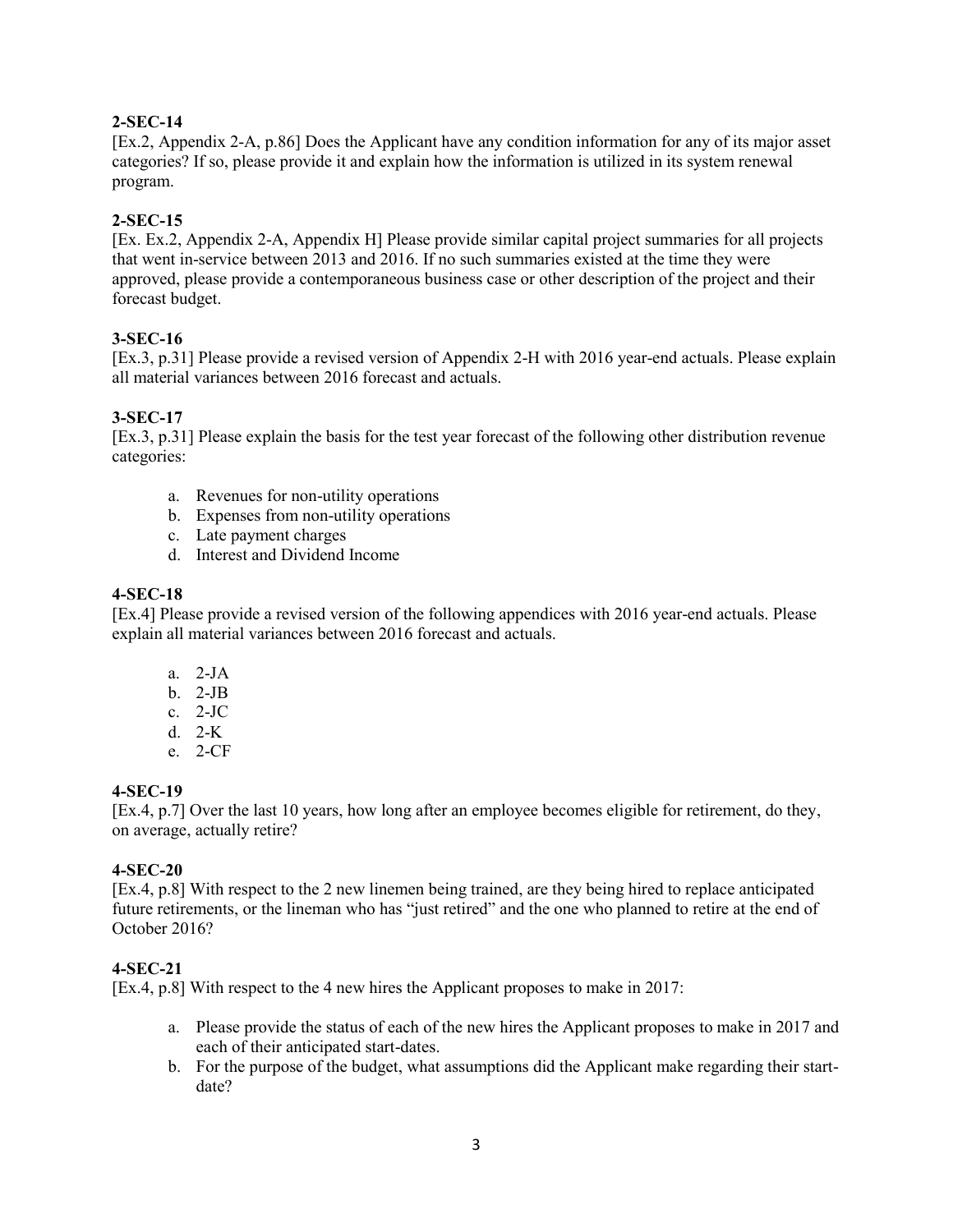**2-SEC-14**

[Ex.2, Appendix 2-A, p.86] Does the Applicant have any condition information for any of its major asset categories? If so, please provide it and explain how the information is utilized in its system renewal program.

**2-SEC-15**

[Ex. Ex.2, Appendix 2-A, Appendix H] Please provide similar capital project summaries for all projects that went in-service between 2013 and 2016. If no such summaries existed at the time they were approved, please provide a contemporaneous business case or other description of the project and their forecast budget.

**3-SEC-16**

[Ex.3, p.31] Please provide a revised version of Appendix 2-H with 2016 year-end actuals. Please explain all material variances between 2016 forecast and actuals.

**3-SEC-17**

[Ex.3, p.31] Please explain the basis for the test year forecast of the following other distribution revenue categories:

a. Revenues for non-utility operations
b. Expenses from non-utility operations
c. Late payment charges
d. Interest and Dividend Income

**4-SEC-18**

[Ex.4] Please provide a revised version of the following appendices with 2016 year-end actuals. Please explain all material variances between 2016 forecast and actuals.

a. 2-JA
b. 2-JB
c. 2-JC
d. 2-K
e. 2-CF

**4-SEC-19**

[Ex.4, p.7] Over the last 10 years, how long after an employee becomes eligible for retirement, do they, on average, actually retire?

**4-SEC-20**

[Ex.4, p.8] With respect to the 2 new linemen being trained, are they being hired to replace anticipated future retirements, or the lineman who has "just retired" and the one who planned to retire at the end of October 2016?

**4-SEC-21**

[Ex.4, p.8] With respect to the 4 new hires the Applicant proposes to make in 2017:

a. Please provide the status of each of the new hires the Applicant proposes to make in 2017 and each of their anticipated start-dates.
b. For the purpose of the budget, what assumptions did the Applicant make regarding their start-date?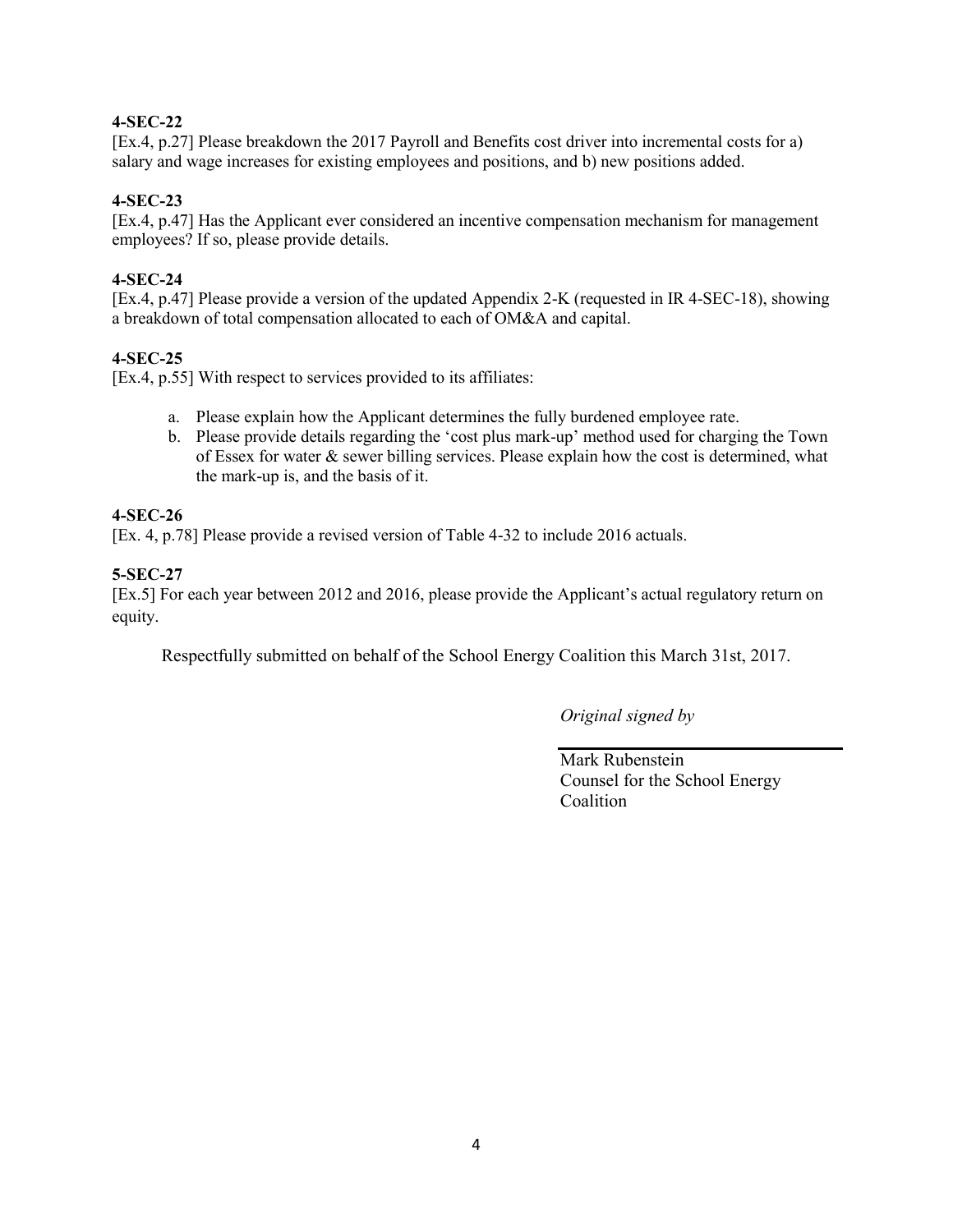**4-SEC-22**

[Ex.4, p.27] Please breakdown the 2017 Payroll and Benefits cost driver into incremental costs for a) salary and wage increases for existing employees and positions, and b) new positions added.

**4-SEC-23**

[Ex.4, p.47] Has the Applicant ever considered an incentive compensation mechanism for management employees? If so, please provide details.

**4-SEC-24**

[Ex.4, p.47] Please provide a version of the updated Appendix 2-K (requested in IR 4-SEC-18), showing a breakdown of total compensation allocated to each of OM&A and capital.

**4-SEC-25**

[Ex.4, p.55] With respect to services provided to its affiliates:

a. Please explain how the Applicant determines the fully burdened employee rate.
b. Please provide details regarding the 'cost plus mark-up' method used for charging the Town of Essex for water & sewer billing services. Please explain how the cost is determined, what the mark-up is, and the basis of it.

**4-SEC-26**

[Ex. 4, p.78] Please provide a revised version of Table 4-32 to include 2016 actuals.

**5-SEC-27**

[Ex.5] For each year between 2012 and 2016, please provide the Applicant's actual regulatory return on equity.

Respectfully submitted on behalf of the School Energy Coalition this March 31st, 2017.

*Original signed by*

Mark Rubenstein
Counsel for the School Energy Coalition